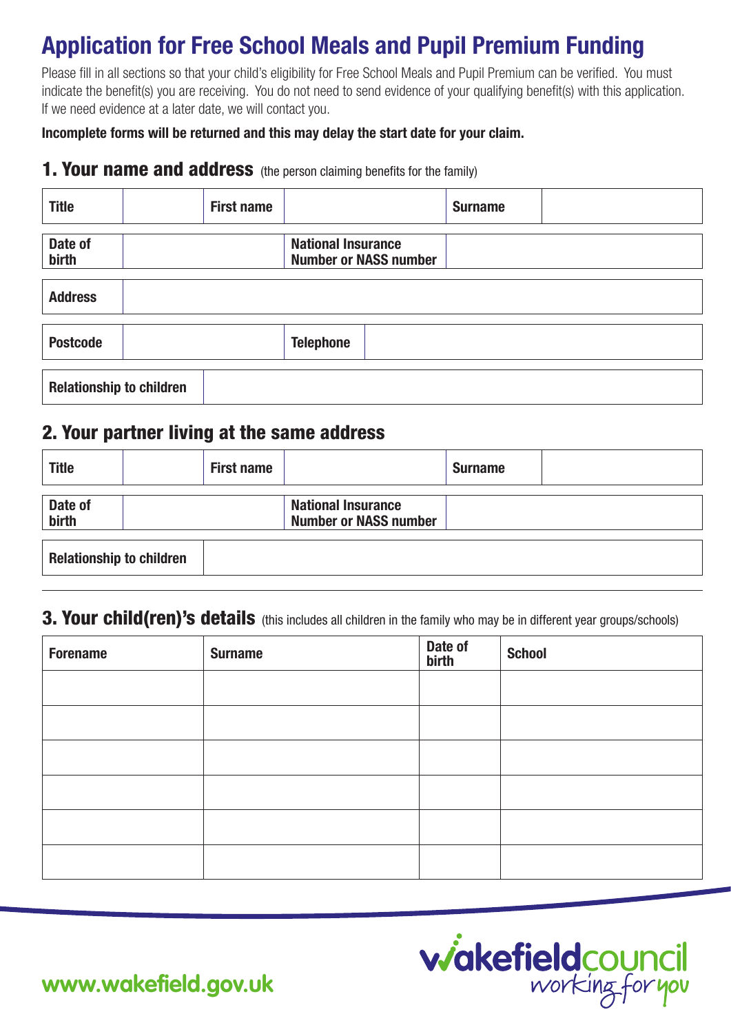# Application for Free School Meals and Pupil Premium Funding

Please fill in all sections so that your child's eligibility for Free School Meals and Pupil Premium can be verified. You must indicate the benefit(s) you are receiving. You do not need to send evidence of your qualifying benefit(s) with this application. If we need evidence at a later date, we will contact you.

**Incomplete forms will be returned and this may delay the start date for your claim.**

## 1. Your name and address (the person claiming benefits for the family)

| Title | | First name | | Surname | |
|---|---|---|---|---|---|

| Date of birth | | National Insurance Number or NASS number | |
|---|---|---|---|

| Address | |
|---|---|

| Postcode | | Telephone | |
|---|---|---|---|

| Relationship to children | |
|---|---|

## 2. Your partner living at the same address

| Title | | First name | | Surname | |
|---|---|---|---|---|---|

| Date of birth | | National Insurance Number or NASS number | |
|---|---|---|---|

| Relationship to children | |
|---|---|

## 3. Your child(ren)'s details (this includes all children in the family who may be in different year groups/schools)

| Forename | Surname | Date of birth | School |
|---|---|---|---|
| | | | |
| | | | |
| | | | |
| | | | |
| | | | |
| | | | |

www.wakefield.gov.uk

wakefieldcouncil working for you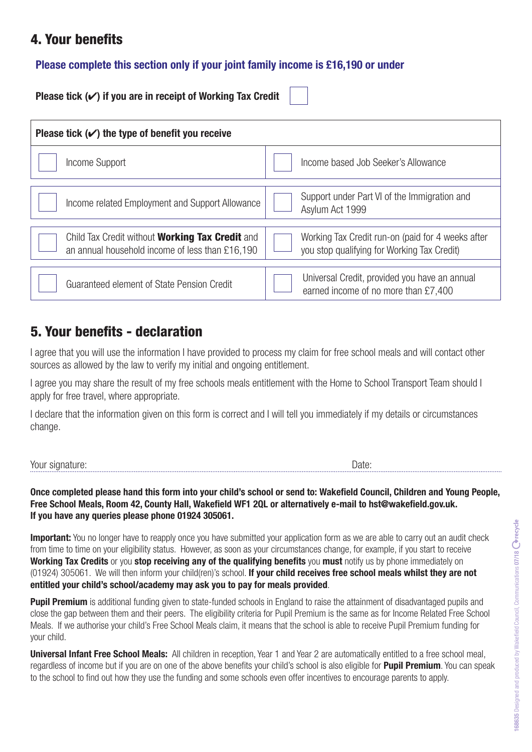## 4. Your benefits

**Please complete this section only if your joint family income is £16,190 or under**

**Please tick (✔) if you are in receipt of Working Tax Credit** ☐

| **Please tick (✔) the type of benefit you receive** | |
|---|---|
| ☐ Income Support | ☐ Income based Job Seeker's Allowance |
| ☐ Income related Employment and Support Allowance | ☐ Support under Part VI of the Immigration and Asylum Act 1999 |
| ☐ Child Tax Credit without **Working Tax Credit** and an annual household income of less than £16,190 | ☐ Working Tax Credit run-on (paid for 4 weeks after you stop qualifying for Working Tax Credit) |
| ☐ Guaranteed element of State Pension Credit | ☐ Universal Credit, provided you have an annual earned income of no more than £7,400 |

## 5. Your benefits - declaration

I agree that you will use the information I have provided to process my claim for free school meals and will contact other sources as allowed by the law to verify my initial and ongoing entitlement.

I agree you may share the result of my free schools meals entitlement with the Home to School Transport Team should I apply for free travel, where appropriate.

I declare that the information given on this form is correct and I will tell you immediately if my details or circumstances change.

Your signature: ........................................................ Date: ....................

**Once completed please hand this form into your child's school or send to: Wakefield Council, Children and Young People, Free School Meals, Room 42, County Hall, Wakefield WF1 2QL or alternatively e-mail to hst@wakefield.gov.uk. If you have any queries please phone 01924 305061.**

**Important:** You no longer have to reapply once you have submitted your application form as we are able to carry out an audit check from time to time on your eligibility status. However, as soon as your circumstances change, for example, if you start to receive **Working Tax Credits** or you **stop receiving any of the qualifying benefits** you **must** notify us by phone immediately on (01924) 305061. We will then inform your child(ren)'s school. **If your child receives free school meals whilst they are not entitled your child's school/academy may ask you to pay for meals provided**.

**Pupil Premium** is additional funding given to state-funded schools in England to raise the attainment of disadvantaged pupils and close the gap between them and their peers. The eligibility criteria for Pupil Premium is the same as for Income Related Free School Meals. If we authorise your child's Free School Meals claim, it means that the school is able to receive Pupil Premium funding for your child.

**Universal Infant Free School Meals:** All children in reception, Year 1 and Year 2 are automatically entitled to a free school meal, regardless of income but if you are on one of the above benefits your child's school is also eligible for **Pupil Premium**. You can speak to the school to find out how they use the funding and some schools even offer incentives to encourage parents to apply.

168635 Designed and produced by Wakefield Council, Communications 07/18